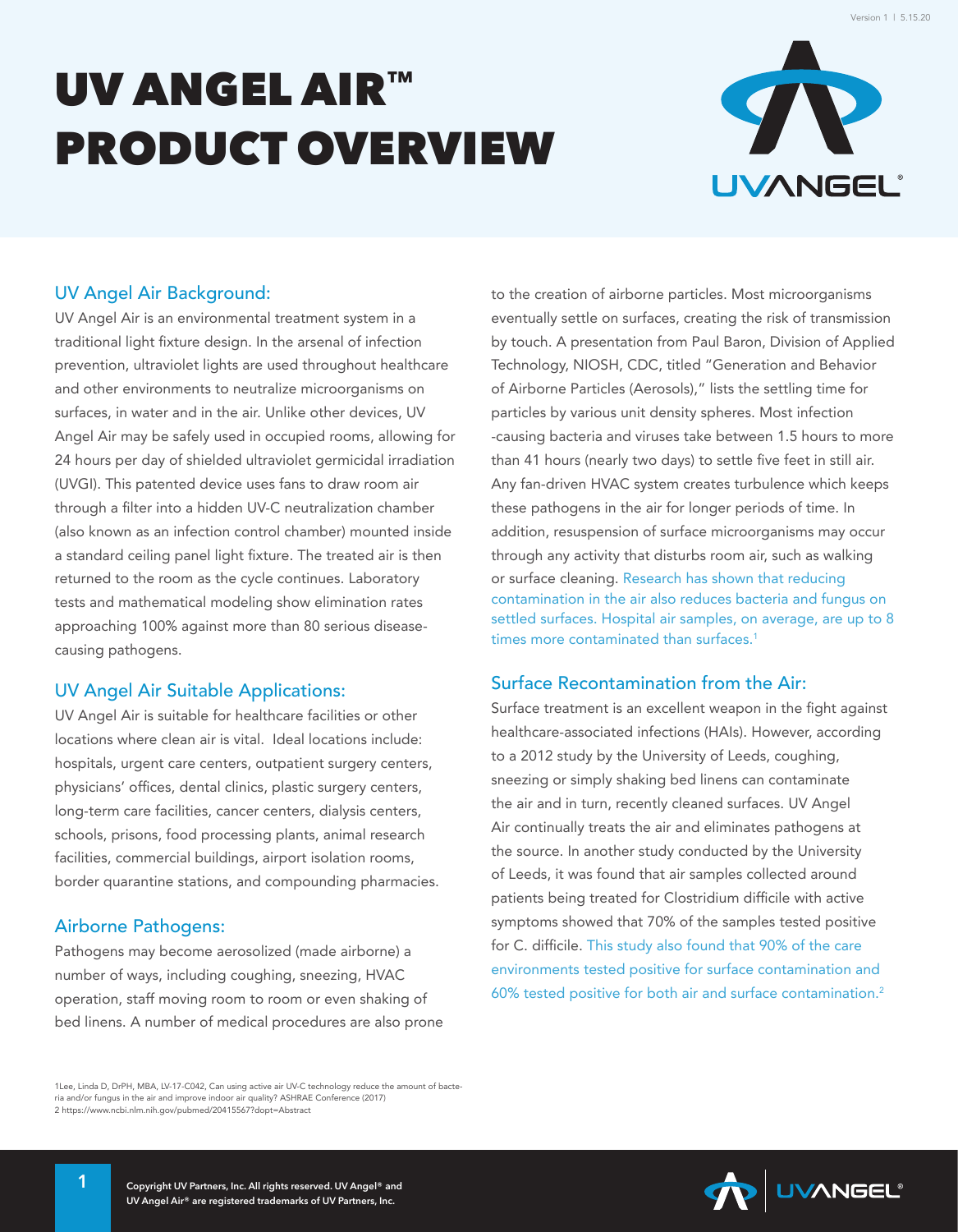# UV ANGEL AIR™ PRODUCT OVERVIEW

## UV Angel Air Background:

UV Angel Air is an environmental treatment system in a traditional light fixture design. In the arsenal of infection prevention, ultraviolet lights are used throughout healthcare and other environments to neutralize microorganisms on surfaces, in water and in the air. Unlike other devices, UV Angel Air may be safely used in occupied rooms, allowing for 24 hours per day of shielded ultraviolet germicidal irradiation (UVGI). This patented device uses fans to draw room air through a filter into a hidden UV-C neutralization chamber (also known as an infection control chamber) mounted inside a standard ceiling panel light fixture. The treated air is then returned to the room as the cycle continues. Laboratory tests and mathematical modeling show elimination rates approaching 100% against more than 80 serious disease-causing pathogens.

## UV Angel Air Suitable Applications:

UV Angel Air is suitable for healthcare facilities or other locations where clean air is vital. Ideal locations include: hospitals, urgent care centers, outpatient surgery centers, physicians' offices, dental clinics, plastic surgery centers, long-term care facilities, cancer centers, dialysis centers, schools, prisons, food processing plants, animal research facilities, commercial buildings, airport isolation rooms, border quarantine stations, and compounding pharmacies.

## Airborne Pathogens:

Pathogens may become aerosolized (made airborne) a number of ways, including coughing, sneezing, HVAC operation, staff moving room to room or even shaking of bed linens. A number of medical procedures are also prone to the creation of airborne particles. Most microorganisms eventually settle on surfaces, creating the risk of transmission by touch. A presentation from Paul Baron, Division of Applied Technology, NIOSH, CDC, titled "Generation and Behavior of Airborne Particles (Aerosols)," lists the settling time for particles by various unit density spheres. Most infection-causing bacteria and viruses take between 1.5 hours to more than 41 hours (nearly two days) to settle five feet in still air. Any fan-driven HVAC system creates turbulence which keeps these pathogens in the air for longer periods of time. In addition, resuspension of surface microorganisms may occur through any activity that disturbs room air, such as walking or surface cleaning. Research has shown that reducing contamination in the air also reduces bacteria and fungus on settled surfaces. Hospital air samples, on average, are up to 8 times more contaminated than surfaces.[1]

## Surface Recontamination from the Air:

Surface treatment is an excellent weapon in the fight against healthcare-associated infections (HAIs). However, according to a 2012 study by the University of Leeds, coughing, sneezing or simply shaking bed linens can contaminate the air and in turn, recently cleaned surfaces. UV Angel Air continually treats the air and eliminates pathogens at the source. In another study conducted by the University of Leeds, it was found that air samples collected around patients being treated for Clostridium difficile with active symptoms showed that 70% of the samples tested positive for C. difficile. This study also found that 90% of the care environments tested positive for surface contamination and 60% tested positive for both air and surface contamination.[2]

---

1 Lee, Linda D, DrPH, MBA, LV-17-C042, Can using active air UV-C technology reduce the amount of bacteria and/or fungus in the air and improve indoor air quality? ASHRAE Conference (2017)

2 https://www.ncbi.nlm.nih.gov/pubmed/20415567?dopt=Abstract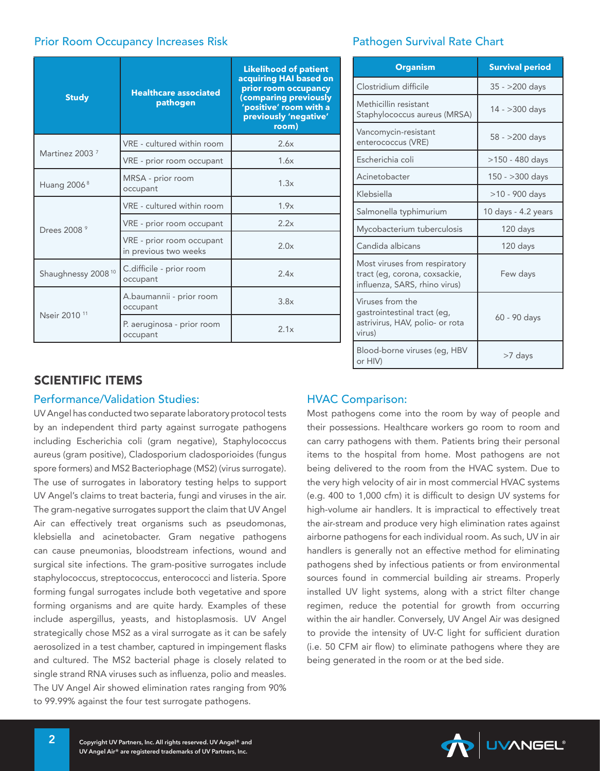## Prior Room Occupancy Increases Risk

| Study | Healthcare associated pathogen | Likelihood of patient acquiring HAI based on prior room occupancy (comparing previously 'positive' room with a previously 'negative' room) |
|---|---|---|
| Martinez 2003 [7] | VRE - cultured within room | 2.6x |
| | VRE - prior room occupant | 1.6x |
| Huang 2006 [8] | MRSA - prior room occupant | 1.3x |
| Drees 2008 [9] | VRE - cultured within room | 1.9x |
| | VRE - prior room occupant | 2.2x |
| | VRE - prior room occupant in previous two weeks | 2.0x |
| Shaughnessy 2008 [10] | C.difficile - prior room occupant | 2.4x |
| Nseir 2010 [11] | A.baumannii - prior room occupant | 3.8x |
| | P. aeruginosa - prior room occupant | 2.1x |

## Pathogen Survival Rate Chart

| Organism | Survival period |
|---|---|
| Clostridium difficile | 35 - >200 days |
| Methicillin resistant Staphylococcus aureus (MRSA) | 14 - >300 days |
| Vancomycin-resistant enterococcus (VRE) | 58 - >200 days |
| Escherichia coli | >150 - 480 days |
| Acinetobacter | 150 - >300 days |
| Klebsiella | >10 - 900 days |
| Salmonella typhimurium | 10 days - 4.2 years |
| Mycobacterium tuberculosis | 120 days |
| Candida albicans | 120 days |
| Most viruses from respiratory tract (eg, corona, coxsackie, influenza, SARS, rhino virus) | Few days |
| Viruses from the gastrointestinal tract (eg, astrivirus, HAV, polio- or rota virus) | 60 - 90 days |
| Blood-borne viruses (eg, HBV or HIV) | >7 days |

# SCIENTIFIC ITEMS

## Performance/Validation Studies:

UV Angel has conducted two separate laboratory protocol tests by an independent third party against surrogate pathogens including Escherichia coli (gram negative), Staphylococcus aureus (gram positive), Cladosporium cladosporioides (fungus spore formers) and MS2 Bacteriophage (MS2) (virus surrogate). The use of surrogates in laboratory testing helps to support UV Angel's claims to treat bacteria, fungi and viruses in the air. The gram-negative surrogates support the claim that UV Angel Air can effectively treat organisms such as pseudomonas, klebsiella and acinetobacter. Gram negative pathogens can cause pneumonias, bloodstream infections, wound and surgical site infections. The gram-positive surrogates include staphylococcus, streptococcus, enterococci and listeria. Spore forming fungal surrogates include both vegetative and spore forming organisms and are quite hardy. Examples of these include aspergillus, yeasts, and histoplasmosis. UV Angel strategically chose MS2 as a viral surrogate as it can be safely aerosolized in a test chamber, captured in impingement flasks and cultured. The MS2 bacterial phage is closely related to single strand RNA viruses such as influenza, polio and measles. The UV Angel Air showed elimination rates ranging from 90% to 99.99% against the four test surrogate pathogens.

## HVAC Comparison:

Most pathogens come into the room by way of people and their possessions. Healthcare workers go room to room and can carry pathogens with them. Patients bring their personal items to the hospital from home. Most pathogens are not being delivered to the room from the HVAC system. Due to the very high velocity of air in most commercial HVAC systems (e.g. 400 to 1,000 cfm) it is difficult to design UV systems for high-volume air handlers. It is impractical to effectively treat the air-stream and produce very high elimination rates against airborne pathogens for each individual room. As such, UV in air handlers is generally not an effective method for eliminating pathogens shed by infectious patients or from environmental sources found in commercial building air streams. Properly installed UV light systems, along with a strict filter change regimen, reduce the potential for growth from occurring within the air handler. Conversely, UV Angel Air was designed to provide the intensity of UV-C light for sufficient duration (i.e. 50 CFM air flow) to eliminate pathogens where they are being generated in the room or at the bed side.

Copyright UV Partners, Inc. All rights reserved. UV Angel® and UV Angel Air® are registered trademarks of UV Partners, Inc.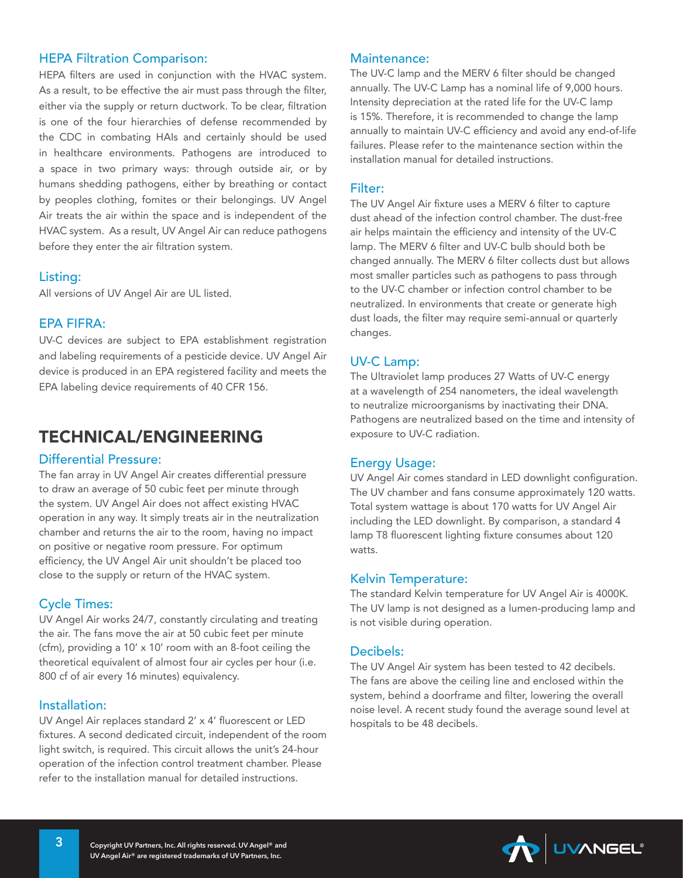### HEPA Filtration Comparison:

HEPA filters are used in conjunction with the HVAC system. As a result, to be effective the air must pass through the filter, either via the supply or return ductwork. To be clear, filtration is one of the four hierarchies of defense recommended by the CDC in combating HAIs and certainly should be used in healthcare environments. Pathogens are introduced to a space in two primary ways: through outside air, or by humans shedding pathogens, either by breathing or contact by peoples clothing, fomites or their belongings. UV Angel Air treats the air within the space and is independent of the HVAC system. As a result, UV Angel Air can reduce pathogens before they enter the air filtration system.

### Listing:

All versions of UV Angel Air are UL listed.

### EPA FIFRA:

UV-C devices are subject to EPA establishment registration and labeling requirements of a pesticide device. UV Angel Air device is produced in an EPA registered facility and meets the EPA labeling device requirements of 40 CFR 156.

## TECHNICAL/ENGINEERING

### Differential Pressure:

The fan array in UV Angel Air creates differential pressure to draw an average of 50 cubic feet per minute through the system. UV Angel Air does not affect existing HVAC operation in any way. It simply treats air in the neutralization chamber and returns the air to the room, having no impact on positive or negative room pressure. For optimum efficiency, the UV Angel Air unit shouldn't be placed too close to the supply or return of the HVAC system.

### Cycle Times:

UV Angel Air works 24/7, constantly circulating and treating the air. The fans move the air at 50 cubic feet per minute (cfm), providing a 10′ x 10′ room with an 8-foot ceiling the theoretical equivalent of almost four air cycles per hour (i.e. 800 cf of air every 16 minutes) equivalency.

### Installation:

UV Angel Air replaces standard 2′ x 4′ fluorescent or LED fixtures. A second dedicated circuit, independent of the room light switch, is required. This circuit allows the unit's 24-hour operation of the infection control treatment chamber. Please refer to the installation manual for detailed instructions.

### Maintenance:

The UV-C lamp and the MERV 6 filter should be changed annually. The UV-C Lamp has a nominal life of 9,000 hours. Intensity depreciation at the rated life for the UV-C lamp is 15%. Therefore, it is recommended to change the lamp annually to maintain UV-C efficiency and avoid any end-of-life failures. Please refer to the maintenance section within the installation manual for detailed instructions.

### Filter:

The UV Angel Air fixture uses a MERV 6 filter to capture dust ahead of the infection control chamber. The dust-free air helps maintain the efficiency and intensity of the UV-C lamp. The MERV 6 filter and UV-C bulb should both be changed annually. The MERV 6 filter collects dust but allows most smaller particles such as pathogens to pass through to the UV-C chamber or infection control chamber to be neutralized. In environments that create or generate high dust loads, the filter may require semi-annual or quarterly changes.

### UV-C Lamp:

The Ultraviolet lamp produces 27 Watts of UV-C energy at a wavelength of 254 nanometers, the ideal wavelength to neutralize microorganisms by inactivating their DNA. Pathogens are neutralized based on the time and intensity of exposure to UV-C radiation.

### Energy Usage:

UV Angel Air comes standard in LED downlight configuration. The UV chamber and fans consume approximately 120 watts. Total system wattage is about 170 watts for UV Angel Air including the LED downlight. By comparison, a standard 4 lamp T8 fluorescent lighting fixture consumes about 120 watts.

### Kelvin Temperature:

The standard Kelvin temperature for UV Angel Air is 4000K. The UV lamp is not designed as a lumen-producing lamp and is not visible during operation.

### Decibels:

The UV Angel Air system has been tested to 42 decibels. The fans are above the ceiling line and enclosed within the system, behind a doorframe and filter, lowering the overall noise level. A recent study found the average sound level at hospitals to be 48 decibels.

Copyright UV Partners, Inc. All rights reserved. UV Angel® and UV Angel Air® are registered trademarks of UV Partners, Inc.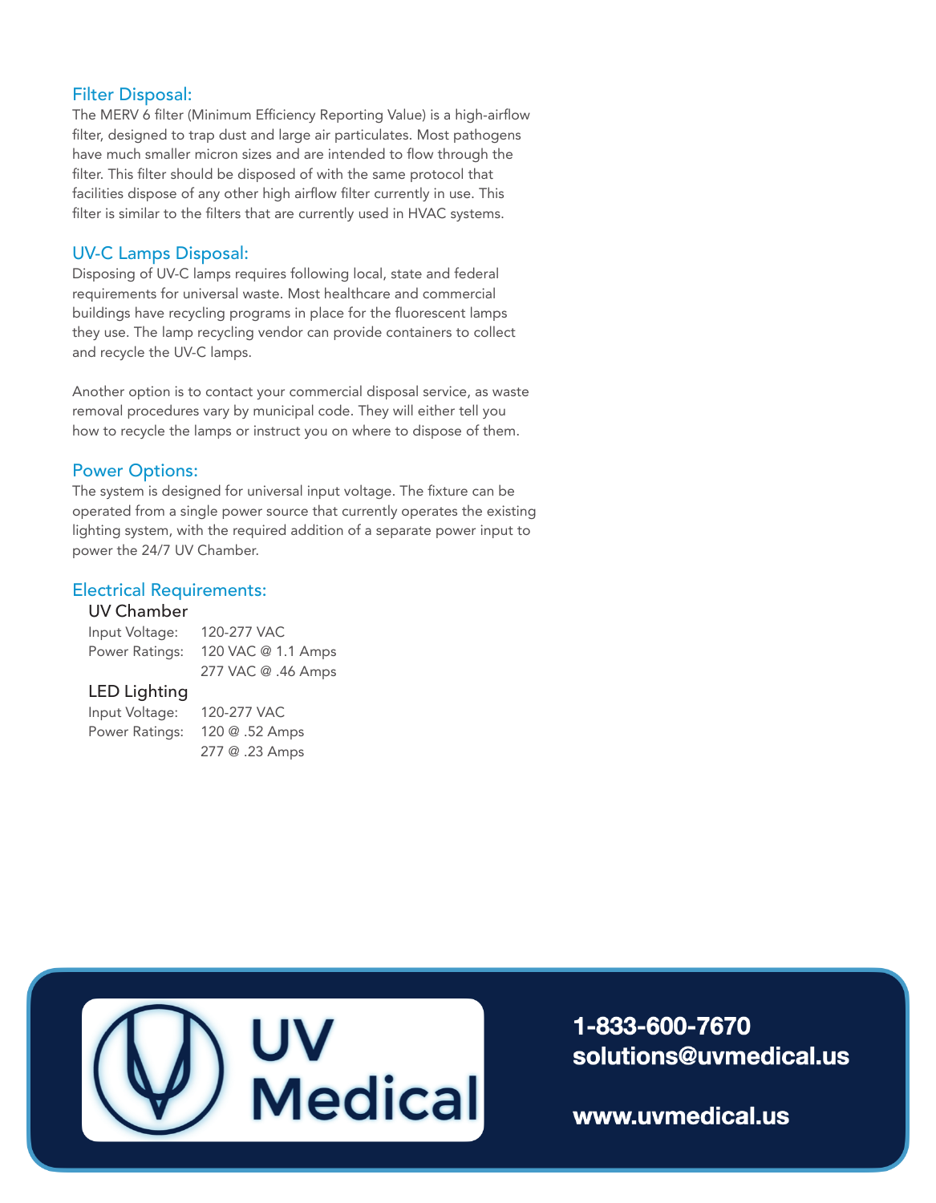## Filter Disposal:

The MERV 6 filter (Minimum Efficiency Reporting Value) is a high-airflow filter, designed to trap dust and large air particulates. Most pathogens have much smaller micron sizes and are intended to flow through the filter. This filter should be disposed of with the same protocol that facilities dispose of any other high airflow filter currently in use. This filter is similar to the filters that are currently used in HVAC systems.

## UV-C Lamps Disposal:

Disposing of UV-C lamps requires following local, state and federal requirements for universal waste. Most healthcare and commercial buildings have recycling programs in place for the fluorescent lamps they use. The lamp recycling vendor can provide containers to collect and recycle the UV-C lamps.

Another option is to contact your commercial disposal service, as waste removal procedures vary by municipal code. They will either tell you how to recycle the lamps or instruct you on where to dispose of them.

## Power Options:

The system is designed for universal input voltage. The fixture can be operated from a single power source that currently operates the existing lighting system, with the required addition of a separate power input to power the 24/7 UV Chamber.

## Electrical Requirements:

### UV Chamber

| | |
|---|---|
| Input Voltage: | 120-277 VAC |
| Power Ratings: | 120 VAC @ 1.1 Amps |
| | 277 VAC @ .46 Amps |

### LED Lighting

| | |
|---|---|
| Input Voltage: | 120-277 VAC |
| Power Ratings: | 120 @ .52 Amps |
| | 277 @ .23 Amps |

UV Medical

**1-833-600-7670**
**solutions@uvmedical.us**

**www.uvmedical.us**